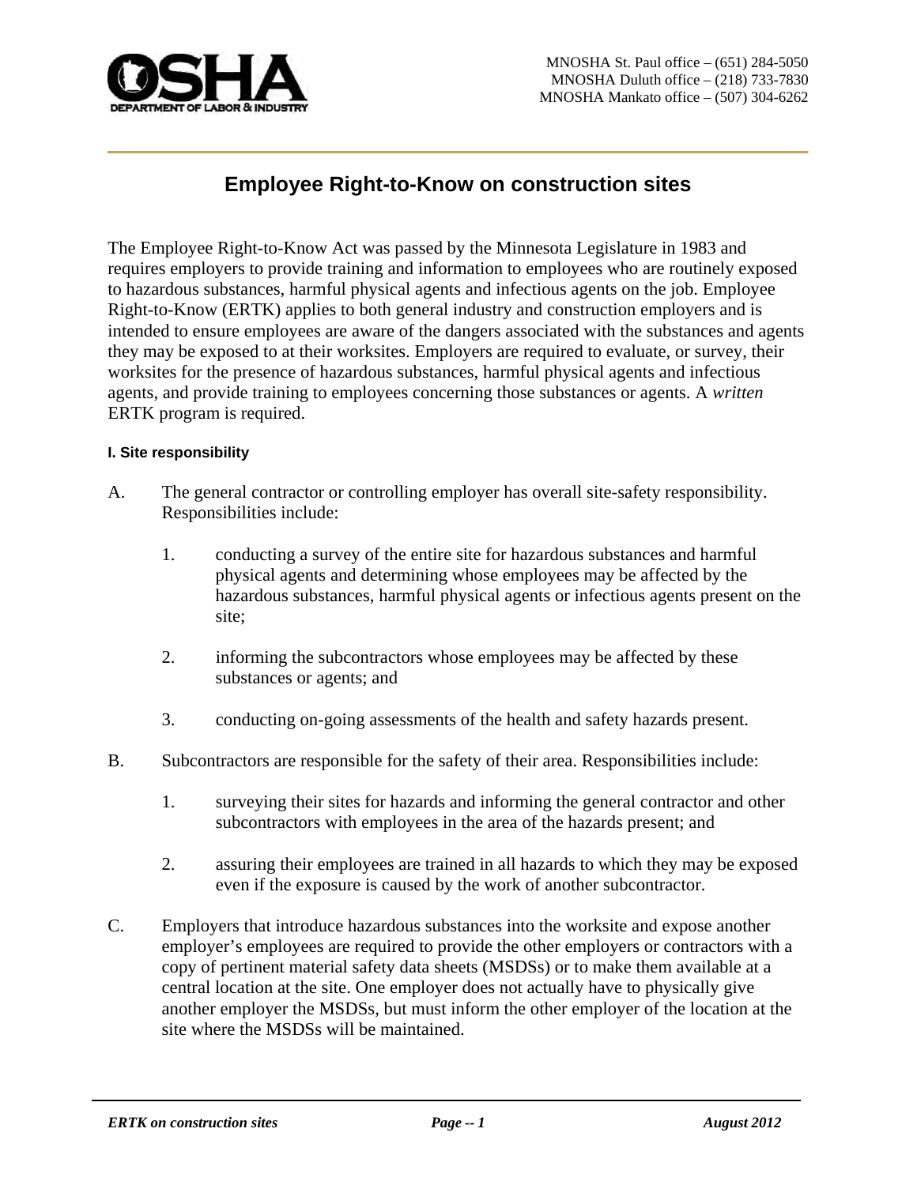MNOSHA St. Paul office – (651) 284-5050
MNOSHA Duluth office – (218) 733-7830
MNOSHA Mankato office – (507) 304-6262

# Employee Right-to-Know on construction sites

The Employee Right-to-Know Act was passed by the Minnesota Legislature in 1983 and requires employers to provide training and information to employees who are routinely exposed to hazardous substances, harmful physical agents and infectious agents on the job. Employee Right-to-Know (ERTK) applies to both general industry and construction employers and is intended to ensure employees are aware of the dangers associated with the substances and agents they may be exposed to at their worksites. Employers are required to evaluate, or survey, their worksites for the presence of hazardous substances, harmful physical agents and infectious agents, and provide training to employees concerning those substances or agents. A *written* ERTK program is required.

#### I. Site responsibility

A. The general contractor or controlling employer has overall site-safety responsibility. Responsibilities include:

1. conducting a survey of the entire site for hazardous substances and harmful physical agents and determining whose employees may be affected by the hazardous substances, harmful physical agents or infectious agents present on the site;

2. informing the subcontractors whose employees may be affected by these substances or agents; and

3. conducting on-going assessments of the health and safety hazards present.

B. Subcontractors are responsible for the safety of their area. Responsibilities include:

1. surveying their sites for hazards and informing the general contractor and other subcontractors with employees in the area of the hazards present; and

2. assuring their employees are trained in all hazards to which they may be exposed even if the exposure is caused by the work of another subcontractor.

C. Employers that introduce hazardous substances into the worksite and expose another employer's employees are required to provide the other employers or contractors with a copy of pertinent material safety data sheets (MSDSs) or to make them available at a central location at the site. One employer does not actually have to physically give another employer the MSDSs, but must inform the other employer of the location at the site where the MSDSs will be maintained.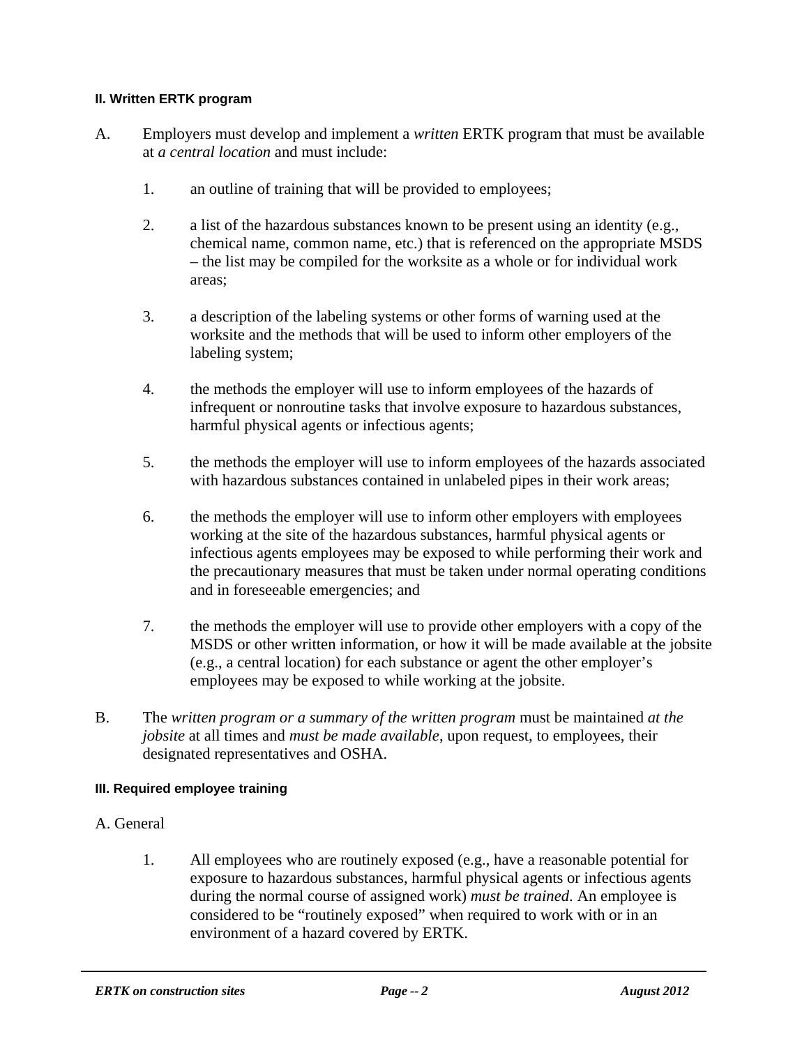### II. Written ERTK program

A. Employers must develop and implement a *written* ERTK program that must be available at *a central location* and must include:

1. an outline of training that will be provided to employees;

2. a list of the hazardous substances known to be present using an identity (e.g., chemical name, common name, etc.) that is referenced on the appropriate MSDS – the list may be compiled for the worksite as a whole or for individual work areas;

3. a description of the labeling systems or other forms of warning used at the worksite and the methods that will be used to inform other employers of the labeling system;

4. the methods the employer will use to inform employees of the hazards of infrequent or nonroutine tasks that involve exposure to hazardous substances, harmful physical agents or infectious agents;

5. the methods the employer will use to inform employees of the hazards associated with hazardous substances contained in unlabeled pipes in their work areas;

6. the methods the employer will use to inform other employers with employees working at the site of the hazardous substances, harmful physical agents or infectious agents employees may be exposed to while performing their work and the precautionary measures that must be taken under normal operating conditions and in foreseeable emergencies; and

7. the methods the employer will use to provide other employers with a copy of the MSDS or other written information, or how it will be made available at the jobsite (e.g., a central location) for each substance or agent the other employer's employees may be exposed to while working at the jobsite.

B. The *written program or a summary of the written program* must be maintained *at the jobsite* at all times and *must be made available*, upon request, to employees, their designated representatives and OSHA.

### III. Required employee training

A. General

1. All employees who are routinely exposed (e.g., have a reasonable potential for exposure to hazardous substances, harmful physical agents or infectious agents during the normal course of assigned work) *must be trained*. An employee is considered to be "routinely exposed" when required to work with or in an environment of a hazard covered by ERTK.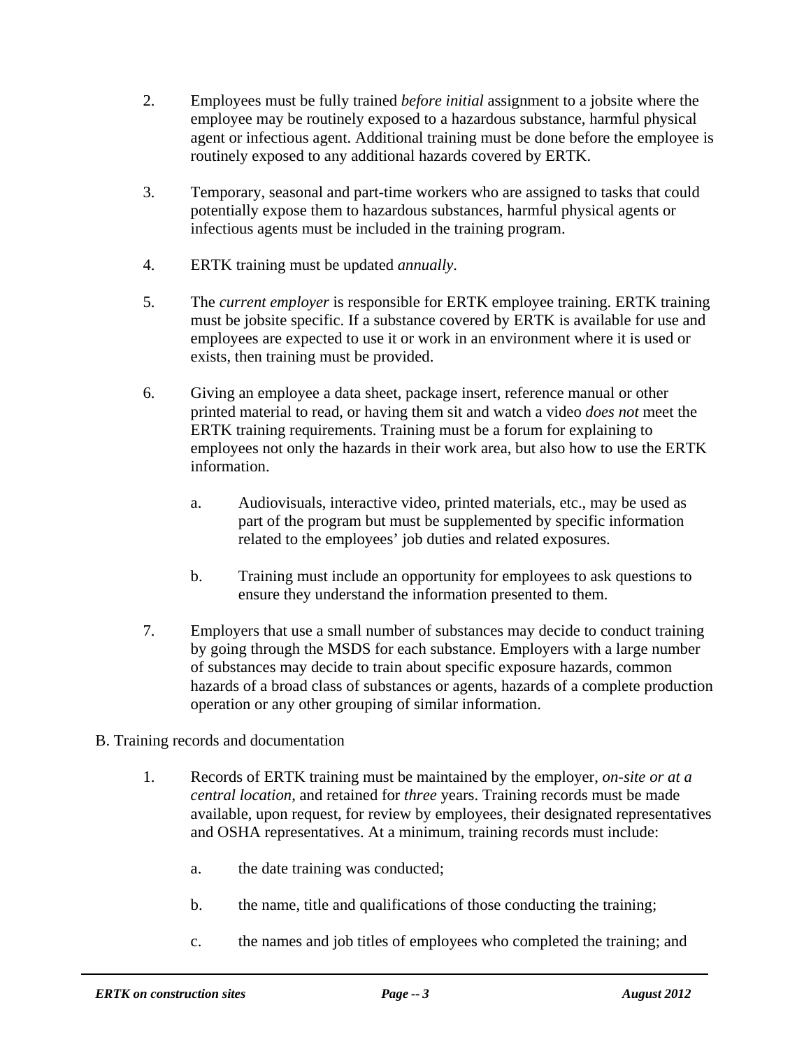2. Employees must be fully trained *before initial* assignment to a jobsite where the employee may be routinely exposed to a hazardous substance, harmful physical agent or infectious agent. Additional training must be done before the employee is routinely exposed to any additional hazards covered by ERTK.

3. Temporary, seasonal and part-time workers who are assigned to tasks that could potentially expose them to hazardous substances, harmful physical agents or infectious agents must be included in the training program.

4. ERTK training must be updated *annually*.

5. The *current employer* is responsible for ERTK employee training. ERTK training must be jobsite specific. If a substance covered by ERTK is available for use and employees are expected to use it or work in an environment where it is used or exists, then training must be provided.

6. Giving an employee a data sheet, package insert, reference manual or other printed material to read, or having them sit and watch a video *does not* meet the ERTK training requirements. Training must be a forum for explaining to employees not only the hazards in their work area, but also how to use the ERTK information.

   a. Audiovisuals, interactive video, printed materials, etc., may be used as part of the program but must be supplemented by specific information related to the employees' job duties and related exposures.

   b. Training must include an opportunity for employees to ask questions to ensure they understand the information presented to them.

7. Employers that use a small number of substances may decide to conduct training by going through the MSDS for each substance. Employers with a large number of substances may decide to train about specific exposure hazards, common hazards of a broad class of substances or agents, hazards of a complete production operation or any other grouping of similar information.

B. Training records and documentation

1. Records of ERTK training must be maintained by the employer, *on-site or at a central location*, and retained for *three* years. Training records must be made available, upon request, for review by employees, their designated representatives and OSHA representatives. At a minimum, training records must include:

   a. the date training was conducted;

   b. the name, title and qualifications of those conducting the training;

   c. the names and job titles of employees who completed the training; and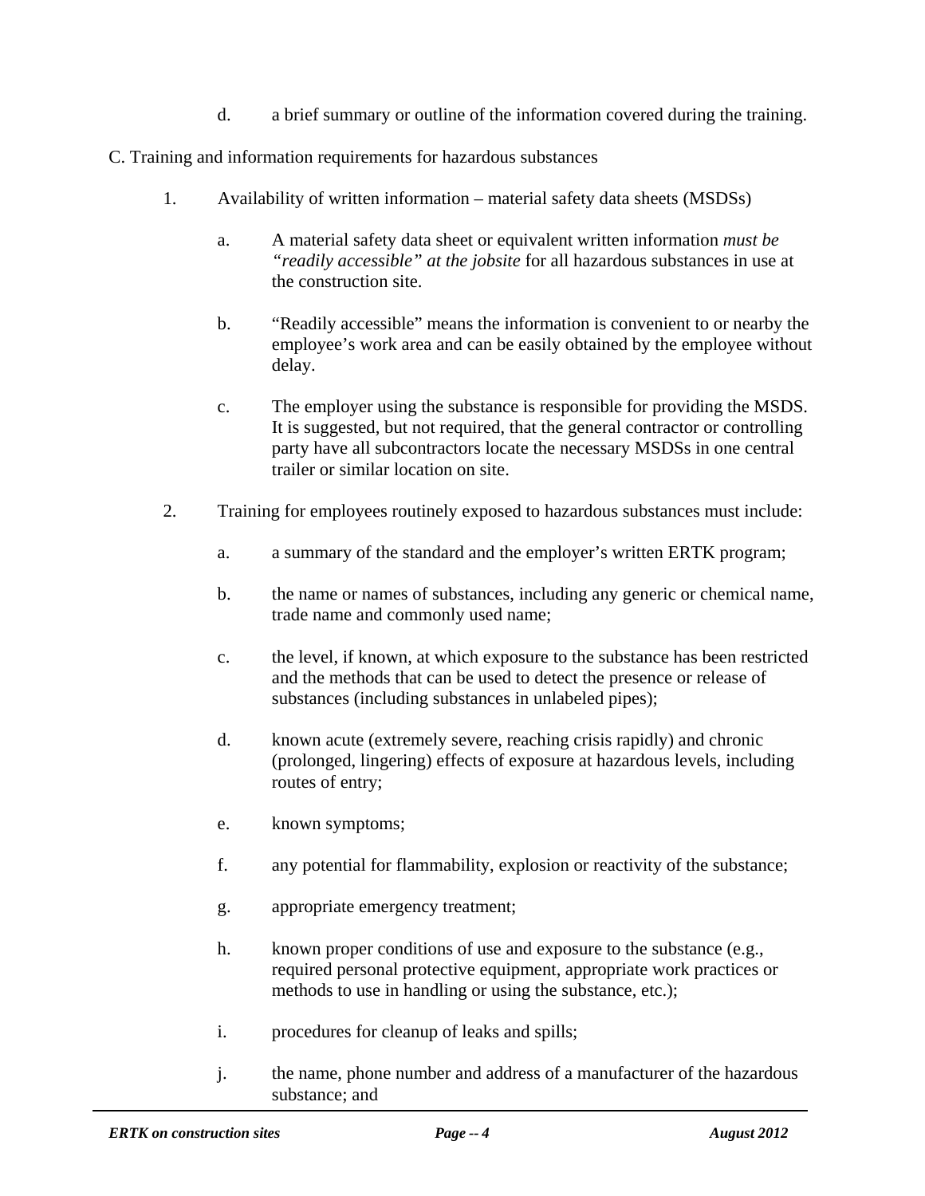d. a brief summary or outline of the information covered during the training.

C. Training and information requirements for hazardous substances

1. Availability of written information – material safety data sheets (MSDSs)

   a. A material safety data sheet or equivalent written information *must be "readily accessible" at the jobsite* for all hazardous substances in use at the construction site.

   b. "Readily accessible" means the information is convenient to or nearby the employee's work area and can be easily obtained by the employee without delay.

   c. The employer using the substance is responsible for providing the MSDS. It is suggested, but not required, that the general contractor or controlling party have all subcontractors locate the necessary MSDSs in one central trailer or similar location on site.

2. Training for employees routinely exposed to hazardous substances must include:

   a. a summary of the standard and the employer's written ERTK program;

   b. the name or names of substances, including any generic or chemical name, trade name and commonly used name;

   c. the level, if known, at which exposure to the substance has been restricted and the methods that can be used to detect the presence or release of substances (including substances in unlabeled pipes);

   d. known acute (extremely severe, reaching crisis rapidly) and chronic (prolonged, lingering) effects of exposure at hazardous levels, including routes of entry;

   e. known symptoms;

   f. any potential for flammability, explosion or reactivity of the substance;

   g. appropriate emergency treatment;

   h. known proper conditions of use and exposure to the substance (e.g., required personal protective equipment, appropriate work practices or methods to use in handling or using the substance, etc.);

   i. procedures for cleanup of leaks and spills;

   j. the name, phone number and address of a manufacturer of the hazardous substance; and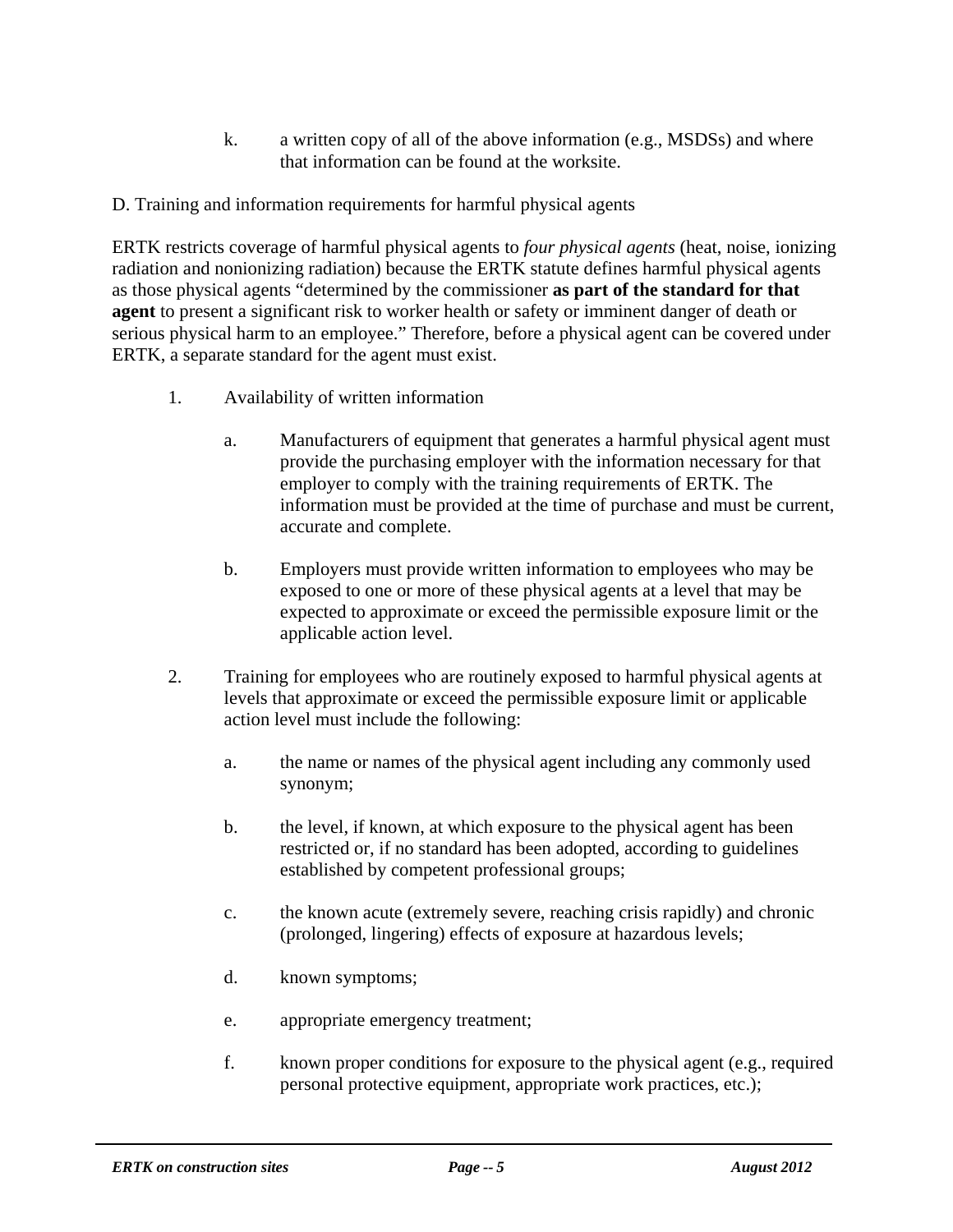k. a written copy of all of the above information (e.g., MSDSs) and where that information can be found at the worksite.

D. Training and information requirements for harmful physical agents

ERTK restricts coverage of harmful physical agents to *four physical agents* (heat, noise, ionizing radiation and nonionizing radiation) because the ERTK statute defines harmful physical agents as those physical agents "determined by the commissioner **as part of the standard for that agent** to present a significant risk to worker health or safety or imminent danger of death or serious physical harm to an employee." Therefore, before a physical agent can be covered under ERTK, a separate standard for the agent must exist.

1. Availability of written information

   a. Manufacturers of equipment that generates a harmful physical agent must provide the purchasing employer with the information necessary for that employer to comply with the training requirements of ERTK. The information must be provided at the time of purchase and must be current, accurate and complete.

   b. Employers must provide written information to employees who may be exposed to one or more of these physical agents at a level that may be expected to approximate or exceed the permissible exposure limit or the applicable action level.

2. Training for employees who are routinely exposed to harmful physical agents at levels that approximate or exceed the permissible exposure limit or applicable action level must include the following:

   a. the name or names of the physical agent including any commonly used synonym;

   b. the level, if known, at which exposure to the physical agent has been restricted or, if no standard has been adopted, according to guidelines established by competent professional groups;

   c. the known acute (extremely severe, reaching crisis rapidly) and chronic (prolonged, lingering) effects of exposure at hazardous levels;

   d. known symptoms;

   e. appropriate emergency treatment;

   f. known proper conditions for exposure to the physical agent (e.g., required personal protective equipment, appropriate work practices, etc.);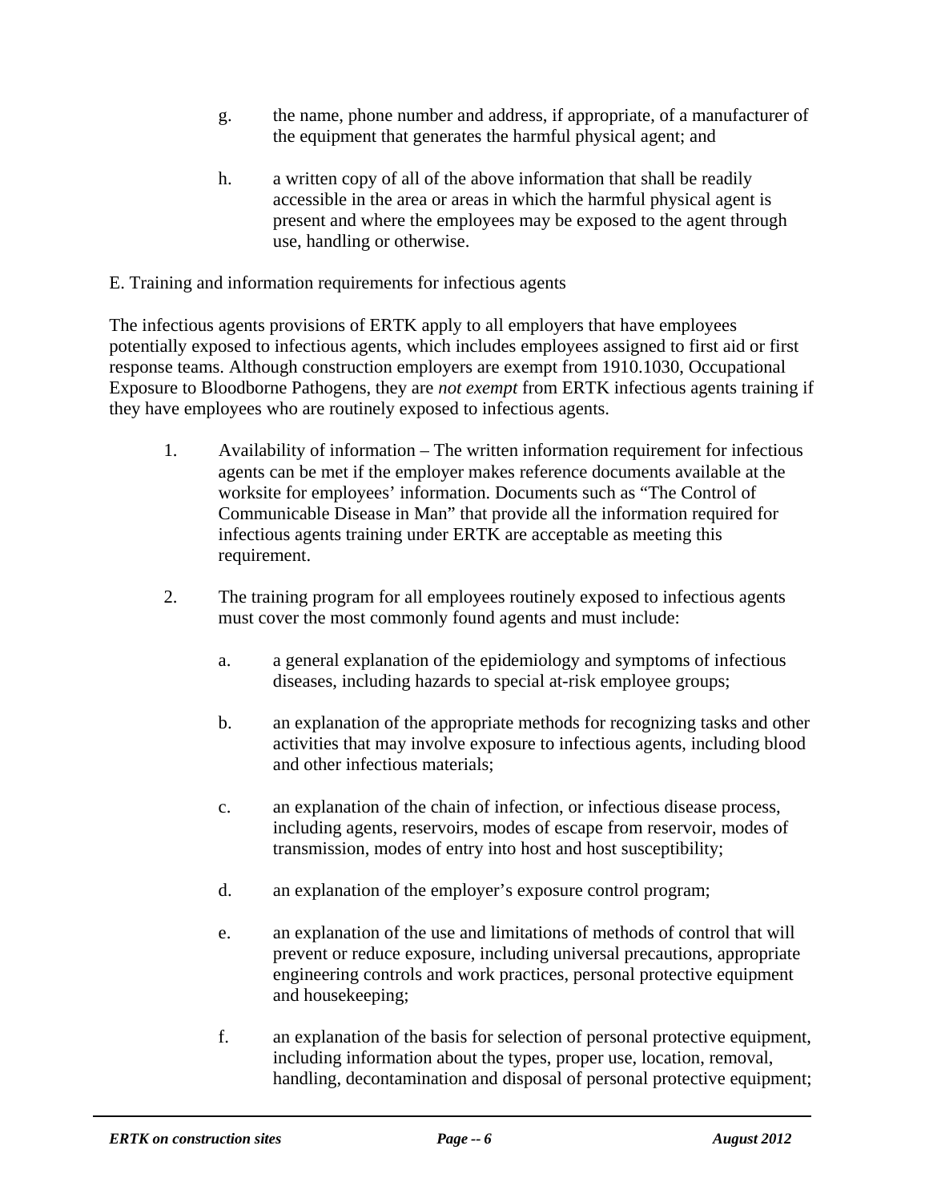g. the name, phone number and address, if appropriate, of a manufacturer of the equipment that generates the harmful physical agent; and

h. a written copy of all of the above information that shall be readily accessible in the area or areas in which the harmful physical agent is present and where the employees may be exposed to the agent through use, handling or otherwise.

E. Training and information requirements for infectious agents

The infectious agents provisions of ERTK apply to all employers that have employees potentially exposed to infectious agents, which includes employees assigned to first aid or first response teams. Although construction employers are exempt from 1910.1030, Occupational Exposure to Bloodborne Pathogens, they are *not exempt* from ERTK infectious agents training if they have employees who are routinely exposed to infectious agents.

1. Availability of information – The written information requirement for infectious agents can be met if the employer makes reference documents available at the worksite for employees' information. Documents such as "The Control of Communicable Disease in Man" that provide all the information required for infectious agents training under ERTK are acceptable as meeting this requirement.

2. The training program for all employees routinely exposed to infectious agents must cover the most commonly found agents and must include:

    a. a general explanation of the epidemiology and symptoms of infectious diseases, including hazards to special at-risk employee groups;

    b. an explanation of the appropriate methods for recognizing tasks and other activities that may involve exposure to infectious agents, including blood and other infectious materials;

    c. an explanation of the chain of infection, or infectious disease process, including agents, reservoirs, modes of escape from reservoir, modes of transmission, modes of entry into host and host susceptibility;

    d. an explanation of the employer's exposure control program;

    e. an explanation of the use and limitations of methods of control that will prevent or reduce exposure, including universal precautions, appropriate engineering controls and work practices, personal protective equipment and housekeeping;

    f. an explanation of the basis for selection of personal protective equipment, including information about the types, proper use, location, removal, handling, decontamination and disposal of personal protective equipment;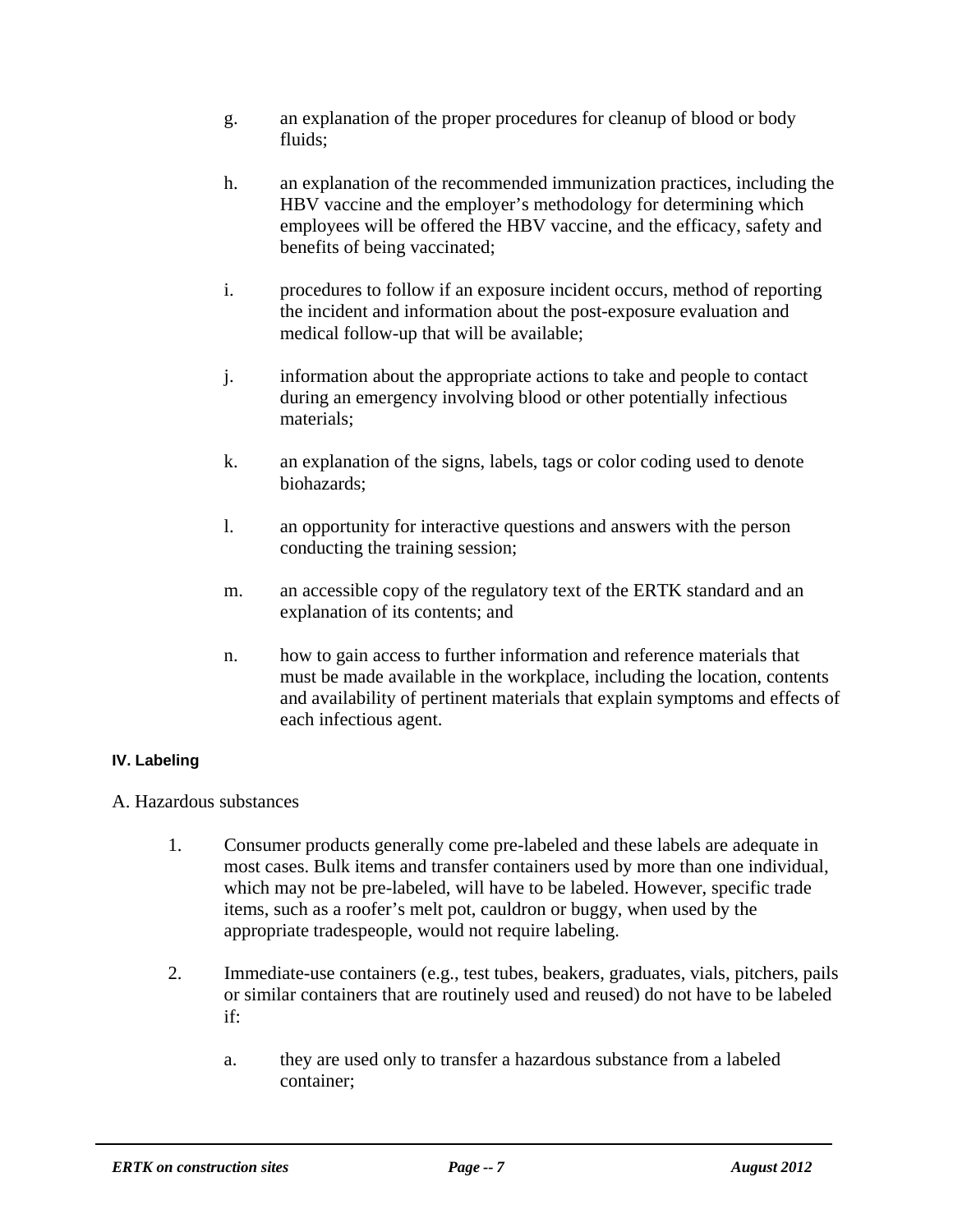g. an explanation of the proper procedures for cleanup of blood or body fluids;

h. an explanation of the recommended immunization practices, including the HBV vaccine and the employer's methodology for determining which employees will be offered the HBV vaccine, and the efficacy, safety and benefits of being vaccinated;

i. procedures to follow if an exposure incident occurs, method of reporting the incident and information about the post-exposure evaluation and medical follow-up that will be available;

j. information about the appropriate actions to take and people to contact during an emergency involving blood or other potentially infectious materials;

k. an explanation of the signs, labels, tags or color coding used to denote biohazards;

l. an opportunity for interactive questions and answers with the person conducting the training session;

m. an accessible copy of the regulatory text of the ERTK standard and an explanation of its contents; and

n. how to gain access to further information and reference materials that must be made available in the workplace, including the location, contents and availability of pertinent materials that explain symptoms and effects of each infectious agent.

#### IV. Labeling

A. Hazardous substances

1. Consumer products generally come pre-labeled and these labels are adequate in most cases. Bulk items and transfer containers used by more than one individual, which may not be pre-labeled, will have to be labeled. However, specific trade items, such as a roofer's melt pot, cauldron or buggy, when used by the appropriate tradespeople, would not require labeling.

2. Immediate-use containers (e.g., test tubes, beakers, graduates, vials, pitchers, pails or similar containers that are routinely used and reused) do not have to be labeled if:

   a. they are used only to transfer a hazardous substance from a labeled container;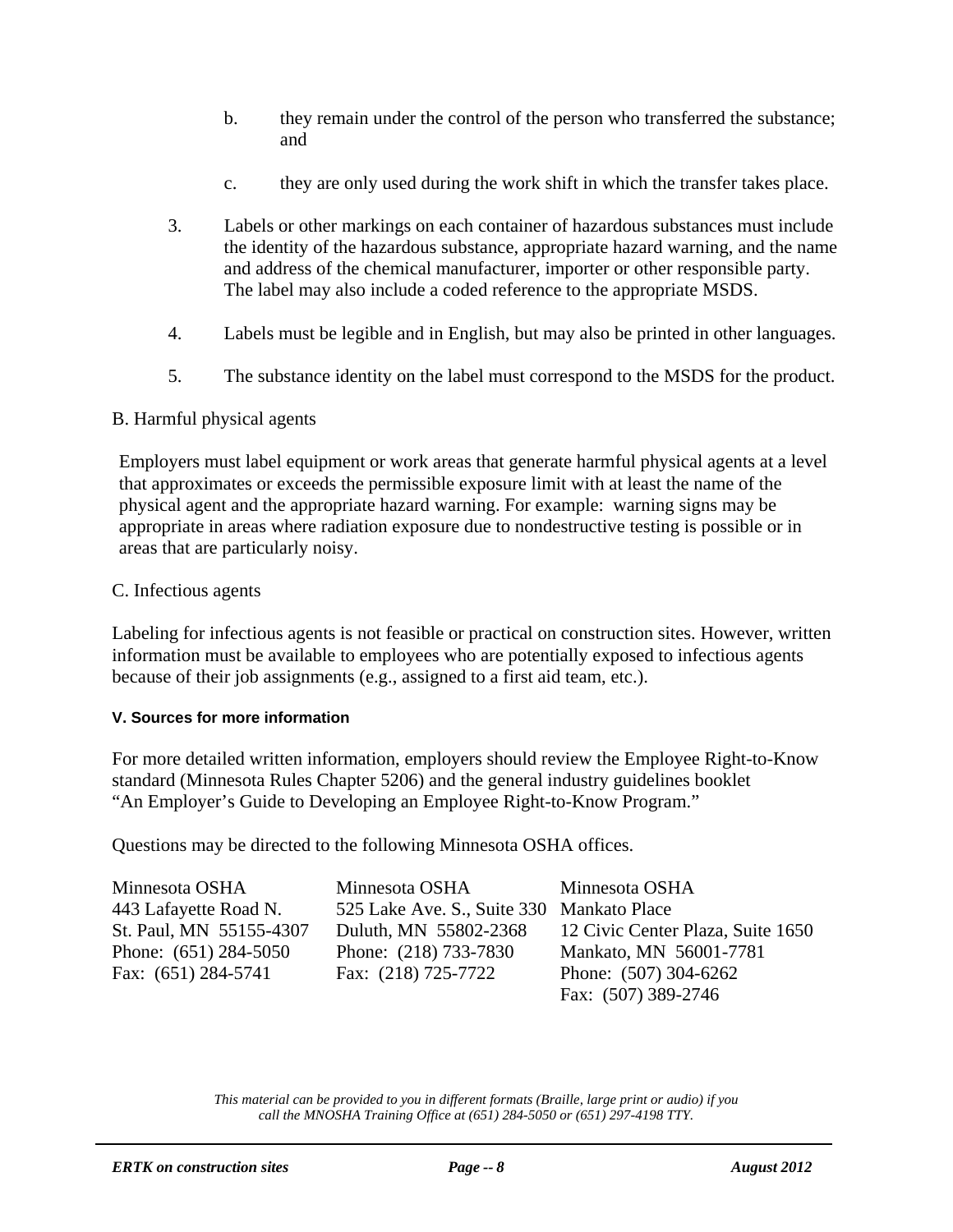b. they remain under the control of the person who transferred the substance; and

   c. they are only used during the work shift in which the transfer takes place.

3. Labels or other markings on each container of hazardous substances must include the identity of the hazardous substance, appropriate hazard warning, and the name and address of the chemical manufacturer, importer or other responsible party. The label may also include a coded reference to the appropriate MSDS.

4. Labels must be legible and in English, but may also be printed in other languages.

5. The substance identity on the label must correspond to the MSDS for the product.

B. Harmful physical agents

Employers must label equipment or work areas that generate harmful physical agents at a level that approximates or exceeds the permissible exposure limit with at least the name of the physical agent and the appropriate hazard warning. For example: warning signs may be appropriate in areas where radiation exposure due to nondestructive testing is possible or in areas that are particularly noisy.

C. Infectious agents

Labeling for infectious agents is not feasible or practical on construction sites. However, written information must be available to employees who are potentially exposed to infectious agents because of their job assignments (e.g., assigned to a first aid team, etc.).

**V. Sources for more information**

For more detailed written information, employers should review the Employee Right-to-Know standard (Minnesota Rules Chapter 5206) and the general industry guidelines booklet "An Employer's Guide to Developing an Employee Right-to-Know Program."

Questions may be directed to the following Minnesota OSHA offices.

Minnesota OSHA
443 Lafayette Road N.
St. Paul, MN 55155-4307
Phone: (651) 284-5050
Fax: (651) 284-5741

Minnesota OSHA
525 Lake Ave. S., Suite 330
Duluth, MN 55802-2368
Phone: (218) 733-7830
Fax: (218) 725-7722

Minnesota OSHA
Mankato Place
12 Civic Center Plaza, Suite 1650
Mankato, MN 56001-7781
Phone: (507) 304-6262
Fax: (507) 389-2746

*This material can be provided to you in different formats (Braille, large print or audio) if you call the MNOSHA Training Office at (651) 284-5050 or (651) 297-4198 TTY.*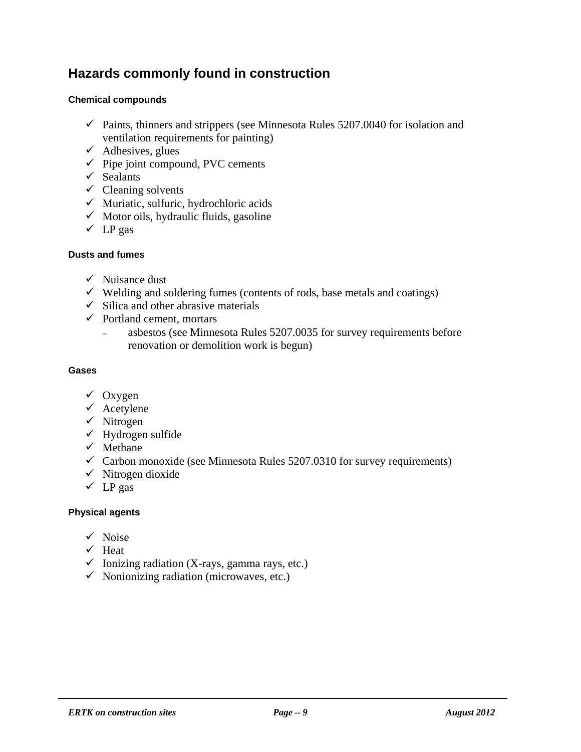## Hazards commonly found in construction

#### Chemical compounds

- Paints, thinners and strippers (see Minnesota Rules 5207.0040 for isolation and ventilation requirements for painting)
- Adhesives, glues
- Pipe joint compound, PVC cements
- Sealants
- Cleaning solvents
- Muriatic, sulfuric, hydrochloric acids
- Motor oils, hydraulic fluids, gasoline
- LP gas

#### Dusts and fumes

- Nuisance dust
- Welding and soldering fumes (contents of rods, base metals and coatings)
- Silica and other abrasive materials
- Portland cement, mortars
  - asbestos (see Minnesota Rules 5207.0035 for survey requirements before renovation or demolition work is begun)

#### Gases

- Oxygen
- Acetylene
- Nitrogen
- Hydrogen sulfide
- Methane
- Carbon monoxide (see Minnesota Rules 5207.0310 for survey requirements)
- Nitrogen dioxide
- LP gas

#### Physical agents

- Noise
- Heat
- Ionizing radiation (X-rays, gamma rays, etc.)
- Nonionizing radiation (microwaves, etc.)